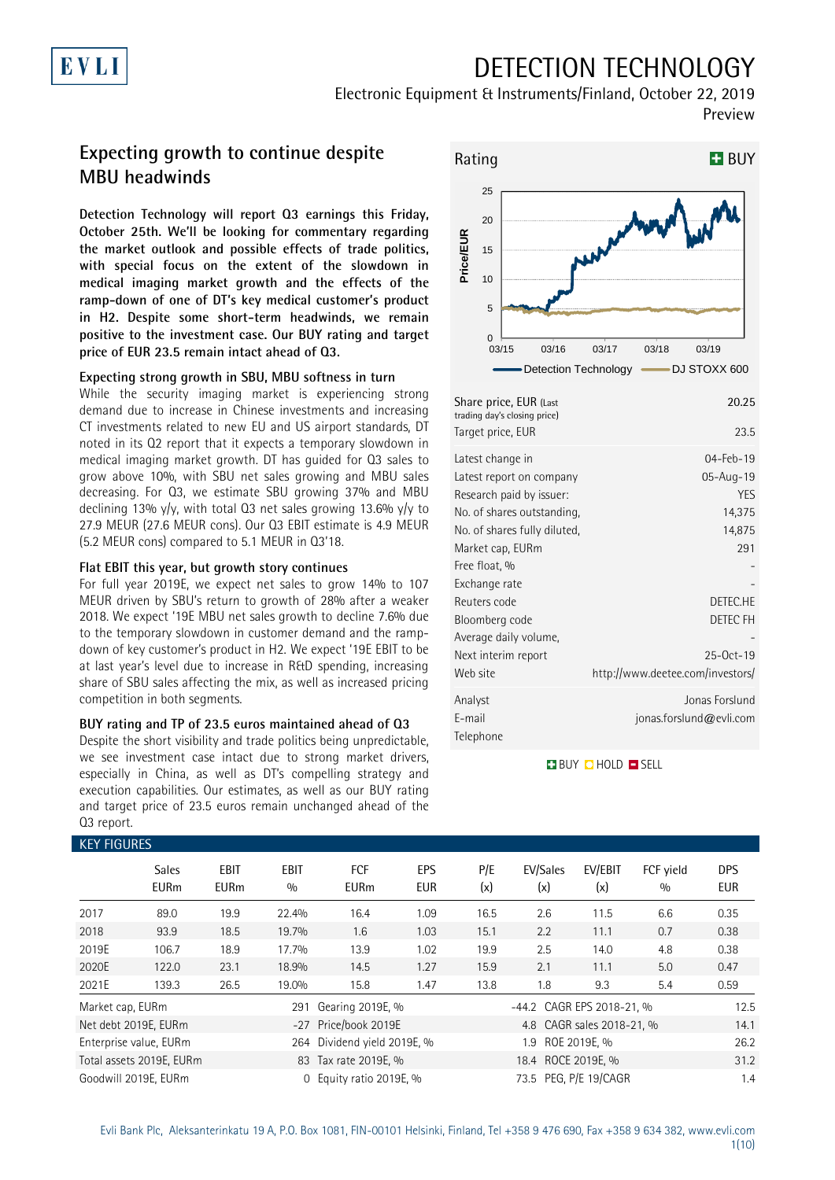EVLI

# DETECTION TECHNOLOGY

Electronic Equipment & Instruments/Finland, October 22, 2019

Preview

## Expecting growth to continue despite MBU headwinds

**Detection Technology will report Q3 earnings this Friday, October 25th. We'll be looking for commentary regarding the market outlook and possible effects of trade politics, with special focus on the extent of the slowdown in medical imaging market growth and the effects of the ramp-down of one of DT's key medical customer's product in H2. Despite some short-term headwinds, we remain positive to the investment case. Our BUY rating and target price of EUR 23.5 remain intact ahead of Q3.**

### Expecting strong growth in SBU, MBU softness in turn

While the security imaging market is experiencing strong demand due to increase in Chinese investments and increasing CT investments related to new EU and US airport standards, DT noted in its Q2 report that it expects a temporary slowdown in medical imaging market growth. DT has guided for Q3 sales to grow above 10%, with SBU net sales growing and MBU sales decreasing. For Q3, we estimate SBU growing 37% and MBU declining 13% y/y, with total Q3 net sales growing 13.6% y/y to 27.9 MEUR (27.6 MEUR cons). Our Q3 EBIT estimate is 4.9 MEUR (5.2 MEUR cons) compared to 5.1 MEUR in Q3'18.

### Flat EBIT this year, but growth story continues

For full year 2019E, we expect net sales to grow 14% to 107 MEUR driven by SBU's return to growth of 28% after a weaker 2018. We expect '19E MBU net sales growth to decline 7.6% due to the temporary slowdown in customer demand and the ramp-down of key customer's product in H2. We expect '19E EBIT to be at last year's level due to increase in R&D spending, increasing share of SBU sales affecting the mix, as well as increased pricing competition in both segments.

### BUY rating and TP of 23.5 euros maintained ahead of Q3

Despite the short visibility and trade politics being unpredictable, we see investment case intact due to strong market drivers, especially in China, as well as DT's compelling strategy and execution capabilities. Our estimates, as well as our BUY rating and target price of 23.5 euros remain unchanged ahead of the Q3 report.

Rating: BUY

| | |
|---|---|
| Share price, EUR (Last trading day's closing price) | 20.25 |
| Target price, EUR | 23.5 |
| Latest change in | 04-Feb-19 |
| Latest report on company | 05-Aug-19 |
| Research paid by issuer: | YES |
| No. of shares outstanding, | 14,375 |
| No. of shares fully diluted, | 14,875 |
| Market cap, EURm | 291 |
| Free float, % | - |
| Exchange rate | - |
| Reuters code | DETEC.HE |
| Bloomberg code | DETEC FH |
| Average daily volume, | - |
| Next interim report | 25-Oct-19 |
| Web site | http://www.deetee.com/investors/ |
| Analyst | Jonas Forslund |
| E-mail | jonas.forslund@evli.com |
| Telephone | |

BUY HOLD SELL

### KEY FIGURES

| | Sales EURm | EBIT EURm | EBIT % | FCF EURm | EPS EUR | P/E (x) | EV/Sales (x) | EV/EBIT (x) | FCF yield % | DPS EUR |
|---|---|---|---|---|---|---|---|---|---|---|
| 2017 | 89.0 | 19.9 | 22.4% | 16.4 | 1.09 | 16.5 | 2.6 | 11.5 | 6.6 | 0.35 |
| 2018 | 93.9 | 18.5 | 19.7% | 1.6 | 1.03 | 15.1 | 2.2 | 11.1 | 0.7 | 0.38 |
| 2019E | 106.7 | 18.9 | 17.7% | 13.9 | 1.02 | 19.9 | 2.5 | 14.0 | 4.8 | 0.38 |
| 2020E | 122.0 | 23.1 | 18.9% | 14.5 | 1.27 | 15.9 | 2.1 | 11.1 | 5.0 | 0.47 |
| 2021E | 139.3 | 26.5 | 19.0% | 15.8 | 1.47 | 13.8 | 1.8 | 9.3 | 5.4 | 0.59 |

| | | | | | |
|---|---|---|---|---|---|
| Market cap, EURm | 291 | Gearing 2019E, % | -44.2 | CAGR EPS 2018-21, % | 12.5 |
| Net debt 2019E, EURm | -27 | Price/book 2019E | 4.8 | CAGR sales 2018-21, % | 14.1 |
| Enterprise value, EURm | 264 | Dividend yield 2019E, % | 1.9 | ROE 2019E, % | 26.2 |
| Total assets 2019E, EURm | 83 | Tax rate 2019E, % | 18.4 | ROCE 2019E, % | 31.2 |
| Goodwill 2019E, EURm | 0 | Equity ratio 2019E, % | 73.5 | PEG, P/E 19/CAGR | 1.4 |

Evli Bank Plc, Aleksanterinkatu 19 A, P.O. Box 1081, FIN-00101 Helsinki, Finland, Tel +358 9 476 690, Fax +358 9 634 382, www.evli.com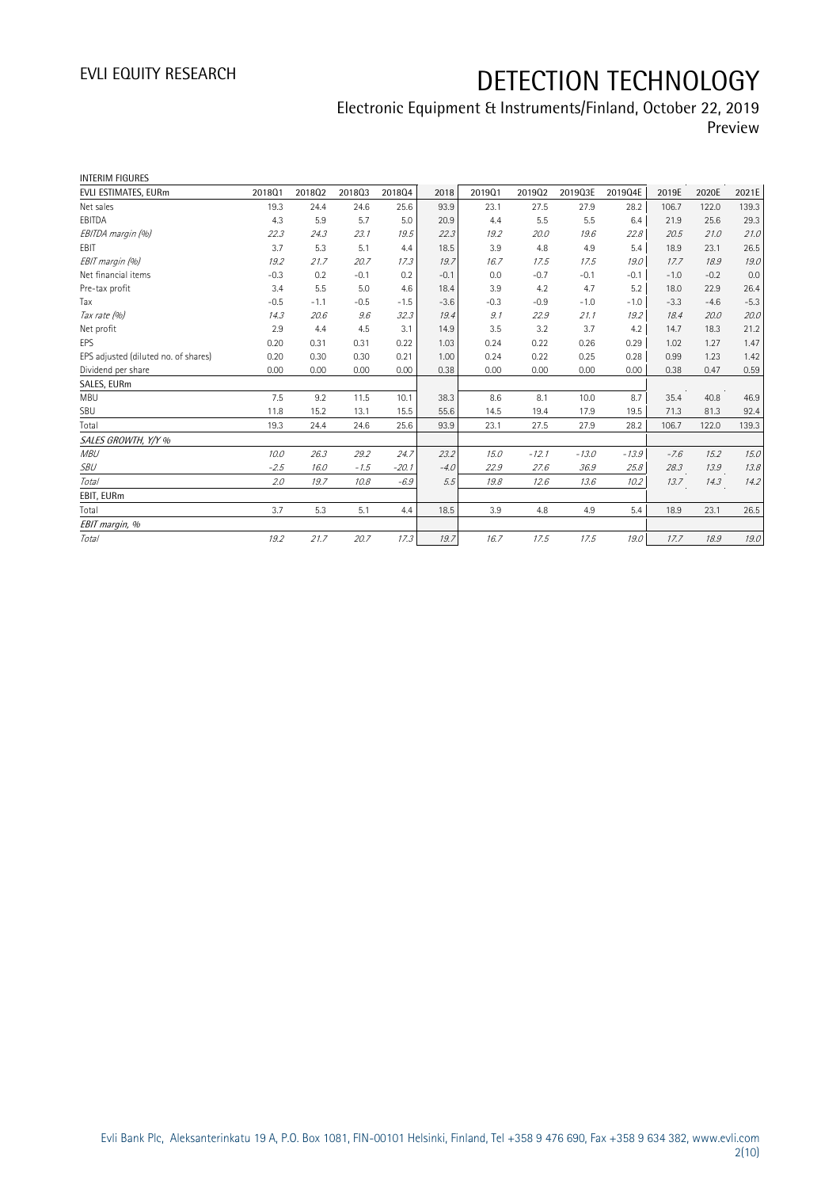INTERIM FIGURES

| EVLI ESTIMATES, EURm | 2018Q1 | 2018Q2 | 2018Q3 | 2018Q4 | 2018 | 2019Q1 | 2019Q2 | 2019Q3E | 2019Q4E | 2019E | 2020E | 2021E |
|---|---|---|---|---|---|---|---|---|---|---|---|---|
| Net sales | 19.3 | 24.4 | 24.6 | 25.6 | 93.9 | 23.1 | 27.5 | 27.9 | 28.2 | 106.7 | 122.0 | 139.3 |
| EBITDA | 4.3 | 5.9 | 5.7 | 5.0 | 20.9 | 4.4 | 5.5 | 5.5 | 6.4 | 21.9 | 25.6 | 29.3 |
| *EBITDA margin (%)* | *22.3* | *24.3* | *23.1* | *19.5* | *22.3* | *19.2* | *20.0* | *19.6* | *22.8* | *20.5* | *21.0* | *21.0* |
| EBIT | 3.7 | 5.3 | 5.1 | 4.4 | 18.5 | 3.9 | 4.8 | 4.9 | 5.4 | 18.9 | 23.1 | 26.5 |
| *EBIT margin (%)* | *19.2* | *21.7* | *20.7* | *17.3* | *19.7* | *16.7* | *17.5* | *17.5* | *19.0* | *17.7* | *18.9* | *19.0* |
| Net financial items | -0.3 | 0.2 | -0.1 | 0.2 | -0.1 | 0.0 | -0.7 | -0.1 | -0.1 | -1.0 | -0.2 | 0.0 |
| Pre-tax profit | 3.4 | 5.5 | 5.0 | 4.6 | 18.4 | 3.9 | 4.2 | 4.7 | 5.2 | 18.0 | 22.9 | 26.4 |
| Tax | -0.5 | -1.1 | -0.5 | -1.5 | -3.6 | -0.3 | -0.9 | -1.0 | -1.0 | -3.3 | -4.6 | -5.3 |
| *Tax rate (%)* | *14.3* | *20.6* | *9.6* | *32.3* | *19.4* | *9.1* | *22.9* | *21.1* | *19.2* | *18.4* | *20.0* | *20.0* |
| Net profit | 2.9 | 4.4 | 4.5 | 3.1 | 14.9 | 3.5 | 3.2 | 3.7 | 4.2 | 14.7 | 18.3 | 21.2 |
| EPS | 0.20 | 0.31 | 0.31 | 0.22 | 1.03 | 0.24 | 0.22 | 0.26 | 0.29 | 1.02 | 1.27 | 1.47 |
| EPS adjusted (diluted no. of shares) | 0.20 | 0.30 | 0.30 | 0.21 | 1.00 | 0.24 | 0.22 | 0.25 | 0.28 | 0.99 | 1.23 | 1.42 |
| Dividend per share | 0.00 | 0.00 | 0.00 | 0.00 | 0.38 | 0.00 | 0.00 | 0.00 | 0.00 | 0.38 | 0.47 | 0.59 |
| SALES, EURm | | | | | | | | | | | | |
| MBU | 7.5 | 9.2 | 11.5 | 10.1 | 38.3 | 8.6 | 8.1 | 10.0 | 8.7 | 35.4 | 40.8 | 46.9 |
| SBU | 11.8 | 15.2 | 13.1 | 15.5 | 55.6 | 14.5 | 19.4 | 17.9 | 19.5 | 71.3 | 81.3 | 92.4 |
| Total | 19.3 | 24.4 | 24.6 | 25.6 | 93.9 | 23.1 | 27.5 | 27.9 | 28.2 | 106.7 | 122.0 | 139.3 |
| *SALES GROWTH, Y/Y %* | | | | | | | | | | | | |
| *MBU* | *10.0* | *26.3* | *29.2* | *24.7* | *23.2* | *15.0* | *-12.1* | *-13.0* | *-13.9* | *-7.6* | *15.2* | *15.0* |
| *SBU* | *-2.5* | *16.0* | *-1.5* | *-20.1* | *-4.0* | *22.9* | *27.6* | *36.9* | *25.8* | *28.3* | *13.9* | *13.8* |
| *Total* | *2.0* | *19.7* | *10.8* | *-6.9* | *5.5* | *19.8* | *12.6* | *13.6* | *10.2* | *13.7* | *14.3* | *14.2* |
| EBIT, EURm | | | | | | | | | | | | |
| Total | 3.7 | 5.3 | 5.1 | 4.4 | 18.5 | 3.9 | 4.8 | 4.9 | 5.4 | 18.9 | 23.1 | 26.5 |
| *EBIT margin, %* | | | | | | | | | | | | |
| *Total* | *19.2* | *21.7* | *20.7* | *17.3* | *19.7* | *16.7* | *17.5* | *17.5* | *19.0* | *17.7* | *18.9* | *19.0* |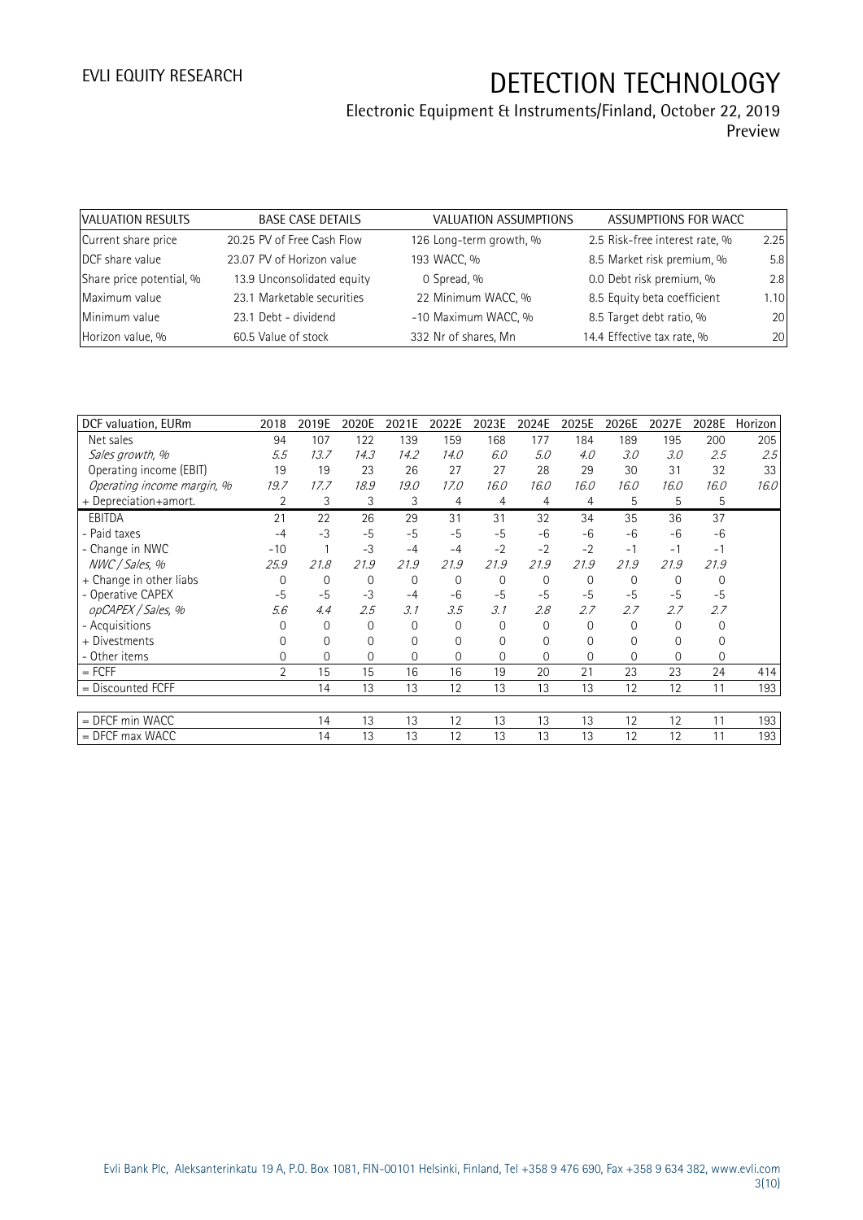| VALUATION RESULTS | BASE CASE DETAILS | | VALUATION ASSUMPTIONS | | ASSUMPTIONS FOR WACC | |
|---|---|---|---|---|---|---|
| Current share price | 20.25 | PV of Free Cash Flow | 126 | Long-term growth, % | 2.5 | Risk-free interest rate, % | 2.25 |
| DCF share value | 23.07 | PV of Horizon value | 193 | WACC, % | 8.5 | Market risk premium, % | 5.8 |
| Share price potential, % | 13.9 | Unconsolidated equity | 0 | Spread, % | 0.0 | Debt risk premium, % | 2.8 |
| Maximum value | 23.1 | Marketable securities | 22 | Minimum WACC, % | 8.5 | Equity beta coefficient | 1.10 |
| Minimum value | 23.1 | Debt - dividend | -10 | Maximum WACC, % | 8.5 | Target debt ratio, % | 20 |
| Horizon value, % | 60.5 | Value of stock | 332 | Nr of shares, Mn | 14.4 | Effective tax rate, % | 20 |

| DCF valuation, EURm | 2018 | 2019E | 2020E | 2021E | 2022E | 2023E | 2024E | 2025E | 2026E | 2027E | 2028E | Horizon |
|---|---|---|---|---|---|---|---|---|---|---|---|---|
| Net sales | 94 | 107 | 122 | 139 | 159 | 168 | 177 | 184 | 189 | 195 | 200 | 205 |
| *Sales growth, %* | *5.5* | *13.7* | *14.3* | *14.2* | *14.0* | *6.0* | *5.0* | *4.0* | *3.0* | *3.0* | *2.5* | *2.5* |
| Operating income (EBIT) | 19 | 19 | 23 | 26 | 27 | 27 | 28 | 29 | 30 | 31 | 32 | 33 |
| *Operating income margin, %* | *19.7* | *17.7* | *18.9* | *19.0* | *17.0* | *16.0* | *16.0* | *16.0* | *16.0* | *16.0* | *16.0* | *16.0* |
| + Depreciation+amort. | 2 | 3 | 3 | 3 | 4 | 4 | 4 | 4 | 5 | 5 | 5 | |
| EBITDA | 21 | 22 | 26 | 29 | 31 | 31 | 32 | 34 | 35 | 36 | 37 | |
| - Paid taxes | -4 | -3 | -5 | -5 | -5 | -5 | -6 | -6 | -6 | -6 | -6 | |
| - Change in NWC | -10 | 1 | -3 | -4 | -4 | -2 | -2 | -2 | -1 | -1 | -1 | |
| *NWC / Sales, %* | *25.9* | *21.8* | *21.9* | *21.9* | *21.9* | *21.9* | *21.9* | *21.9* | *21.9* | *21.9* | *21.9* | |
| + Change in other liabs | 0 | 0 | 0 | 0 | 0 | 0 | 0 | 0 | 0 | 0 | 0 | |
| - Operative CAPEX | -5 | -5 | -3 | -4 | -6 | -5 | -5 | -5 | -5 | -5 | -5 | |
| *opCAPEX / Sales, %* | *5.6* | *4.4* | *2.5* | *3.1* | *3.5* | *3.1* | *2.8* | *2.7* | *2.7* | *2.7* | *2.7* | |
| - Acquisitions | 0 | 0 | 0 | 0 | 0 | 0 | 0 | 0 | 0 | 0 | 0 | |
| + Divestments | 0 | 0 | 0 | 0 | 0 | 0 | 0 | 0 | 0 | 0 | 0 | |
| - Other items | 0 | 0 | 0 | 0 | 0 | 0 | 0 | 0 | 0 | 0 | 0 | |
| = FCFF | 2 | 15 | 15 | 16 | 16 | 19 | 20 | 21 | 23 | 23 | 24 | 414 |
| = Discounted FCFF | | 14 | 13 | 13 | 12 | 13 | 13 | 13 | 12 | 12 | 11 | 193 |
| | | | | | | | | | | | | |
| = DFCF min WACC | | 14 | 13 | 13 | 12 | 13 | 13 | 13 | 12 | 12 | 11 | 193 |
| = DFCF max WACC | | 14 | 13 | 13 | 12 | 13 | 13 | 13 | 12 | 12 | 11 | 193 |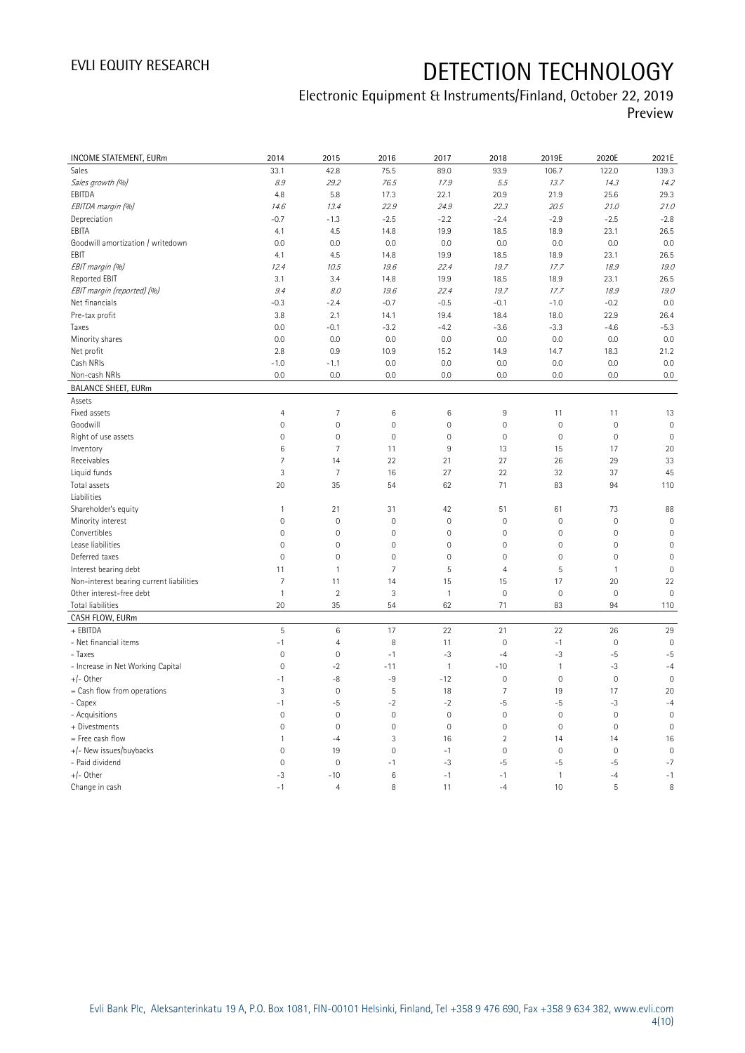# DETECTION TECHNOLOGY

## Electronic Equipment & Instruments/Finland, October 22, 2019

Preview

| INCOME STATEMENT, EURm | 2014 | 2015 | 2016 | 2017 | 2018 | 2019E | 2020E | 2021E |
|---|---|---|---|---|---|---|---|---|
| Sales | 33.1 | 42.8 | 75.5 | 89.0 | 93.9 | 106.7 | 122.0 | 139.3 |
| *Sales growth (%)* | *8.9* | *29.2* | *76.5* | *17.9* | *5.5* | *13.7* | *14.3* | *14.2* |
| EBITDA | 4.8 | 5.8 | 17.3 | 22.1 | 20.9 | 21.9 | 25.6 | 29.3 |
| *EBITDA margin (%)* | *14.6* | *13.4* | *22.9* | *24.9* | *22.3* | *20.5* | *21.0* | *21.0* |
| Depreciation | -0.7 | -1.3 | -2.5 | -2.2 | -2.4 | -2.9 | -2.5 | -2.8 |
| EBITA | 4.1 | 4.5 | 14.8 | 19.9 | 18.5 | 18.9 | 23.1 | 26.5 |
| Goodwill amortization / writedown | 0.0 | 0.0 | 0.0 | 0.0 | 0.0 | 0.0 | 0.0 | 0.0 |
| EBIT | 4.1 | 4.5 | 14.8 | 19.9 | 18.5 | 18.9 | 23.1 | 26.5 |
| *EBIT margin (%)* | *12.4* | *10.5* | *19.6* | *22.4* | *19.7* | *17.7* | *18.9* | *19.0* |
| Reported EBIT | 3.1 | 3.4 | 14.8 | 19.9 | 18.5 | 18.9 | 23.1 | 26.5 |
| *EBIT margin (reported) (%)* | *9.4* | *8.0* | *19.6* | *22.4* | *19.7* | *17.7* | *18.9* | *19.0* |
| Net financials | -0.3 | -2.4 | -0.7 | -0.5 | -0.1 | -1.0 | -0.2 | 0.0 |
| Pre-tax profit | 3.8 | 2.1 | 14.1 | 19.4 | 18.4 | 18.0 | 22.9 | 26.4 |
| Taxes | 0.0 | -0.1 | -3.2 | -4.2 | -3.6 | -3.3 | -4.6 | -5.3 |
| Minority shares | 0.0 | 0.0 | 0.0 | 0.0 | 0.0 | 0.0 | 0.0 | 0.0 |
| Net profit | 2.8 | 0.9 | 10.9 | 15.2 | 14.9 | 14.7 | 18.3 | 21.2 |
| Cash NRIs | -1.0 | -1.1 | 0.0 | 0.0 | 0.0 | 0.0 | 0.0 | 0.0 |
| Non-cash NRIs | 0.0 | 0.0 | 0.0 | 0.0 | 0.0 | 0.0 | 0.0 | 0.0 |
| **BALANCE SHEET, EURm** | | | | | | | | |
| Assets | | | | | | | | |
| Fixed assets | 4 | 7 | 6 | 6 | 9 | 11 | 11 | 13 |
| Goodwill | 0 | 0 | 0 | 0 | 0 | 0 | 0 | 0 |
| Right of use assets | 0 | 0 | 0 | 0 | 0 | 0 | 0 | 0 |
| Inventory | 6 | 7 | 11 | 9 | 13 | 15 | 17 | 20 |
| Receivables | 7 | 14 | 22 | 21 | 27 | 26 | 29 | 33 |
| Liquid funds | 3 | 7 | 16 | 27 | 22 | 32 | 37 | 45 |
| Total assets | 20 | 35 | 54 | 62 | 71 | 83 | 94 | 110 |
| Liabilities | | | | | | | | |
| Shareholder's equity | 1 | 21 | 31 | 42 | 51 | 61 | 73 | 88 |
| Minority interest | 0 | 0 | 0 | 0 | 0 | 0 | 0 | 0 |
| Convertibles | 0 | 0 | 0 | 0 | 0 | 0 | 0 | 0 |
| Lease liabilities | 0 | 0 | 0 | 0 | 0 | 0 | 0 | 0 |
| Deferred taxes | 0 | 0 | 0 | 0 | 0 | 0 | 0 | 0 |
| Interest bearing debt | 11 | 1 | 7 | 5 | 4 | 5 | 1 | 0 |
| Non-interest bearing current liabilities | 7 | 11 | 14 | 15 | 15 | 17 | 20 | 22 |
| Other interest-free debt | 1 | 2 | 3 | 1 | 0 | 0 | 0 | 0 |
| Total liabilities | 20 | 35 | 54 | 62 | 71 | 83 | 94 | 110 |
| **CASH FLOW, EURm** | | | | | | | | |
| + EBITDA | 5 | 6 | 17 | 22 | 21 | 22 | 26 | 29 |
| - Net financial items | -1 | 4 | 8 | 11 | 0 | -1 | 0 | 0 |
| - Taxes | 0 | 0 | -1 | -3 | -4 | -3 | -5 | -5 |
| - Increase in Net Working Capital | 0 | -2 | -11 | 1 | -10 | 1 | -3 | -4 |
| +/- Other | -1 | -8 | -9 | -12 | 0 | 0 | 0 | 0 |
| = Cash flow from operations | 3 | 0 | 5 | 18 | 7 | 19 | 17 | 20 |
| - Capex | -1 | -5 | -2 | -2 | -5 | -5 | -3 | -4 |
| - Acquisitions | 0 | 0 | 0 | 0 | 0 | 0 | 0 | 0 |
| + Divestments | 0 | 0 | 0 | 0 | 0 | 0 | 0 | 0 |
| = Free cash flow | 1 | -4 | 3 | 16 | 2 | 14 | 14 | 16 |
| +/- New issues/buybacks | 0 | 19 | 0 | -1 | 0 | 0 | 0 | 0 |
| - Paid dividend | 0 | 0 | -1 | -3 | -5 | -5 | -5 | -7 |
| +/- Other | -3 | -10 | 6 | -1 | -1 | 1 | -4 | -1 |
| Change in cash | -1 | 4 | 8 | 11 | -4 | 10 | 5 | 8 |

Evli Bank Plc, Aleksanterinkatu 19 A, P.O. Box 1081, FIN-00101 Helsinki, Finland, Tel +358 9 476 690, Fax +358 9 634 382, www.evli.com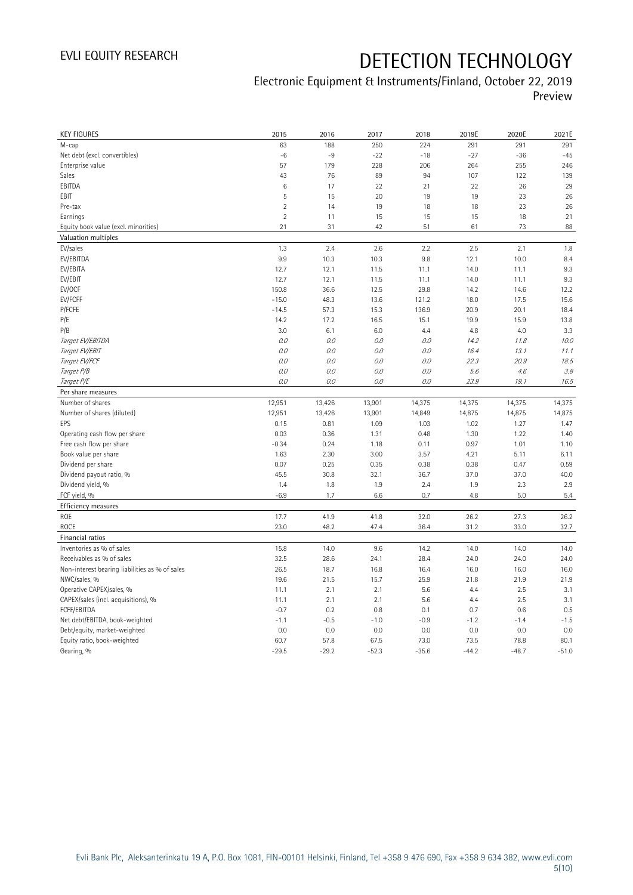# DETECTION TECHNOLOGY

EVLI EQUITY RESEARCH

Electronic Equipment & Instruments/Finland, October 22, 2019

Preview

| KEY FIGURES | 2015 | 2016 | 2017 | 2018 | 2019E | 2020E | 2021E |
|---|---|---|---|---|---|---|---|
| M-cap | 63 | 188 | 250 | 224 | 291 | 291 | 291 |
| Net debt (excl. convertibles) | -6 | -9 | -22 | -18 | -27 | -36 | -45 |
| Enterprise value | 57 | 179 | 228 | 206 | 264 | 255 | 246 |
| Sales | 43 | 76 | 89 | 94 | 107 | 122 | 139 |
| EBITDA | 6 | 17 | 22 | 21 | 22 | 26 | 29 |
| EBIT | 5 | 15 | 20 | 19 | 19 | 23 | 26 |
| Pre-tax | 2 | 14 | 19 | 18 | 18 | 23 | 26 |
| Earnings | 2 | 11 | 15 | 15 | 15 | 18 | 21 |
| Equity book value (excl. minorities) | 21 | 31 | 42 | 51 | 61 | 73 | 88 |
| **Valuation multiples** | | | | | | | |
| EV/sales | 1.3 | 2.4 | 2.6 | 2.2 | 2.5 | 2.1 | 1.8 |
| EV/EBITDA | 9.9 | 10.3 | 10.3 | 9.8 | 12.1 | 10.0 | 8.4 |
| EV/EBITA | 12.7 | 12.1 | 11.5 | 11.1 | 14.0 | 11.1 | 9.3 |
| EV/EBIT | 12.7 | 12.1 | 11.5 | 11.1 | 14.0 | 11.1 | 9.3 |
| EV/OCF | 150.8 | 36.6 | 12.5 | 29.8 | 14.2 | 14.6 | 12.2 |
| EV/FCFF | -15.0 | 48.3 | 13.6 | 121.2 | 18.0 | 17.5 | 15.6 |
| P/FCFE | -14.5 | 57.3 | 15.3 | 136.9 | 20.9 | 20.1 | 18.4 |
| P/E | 14.2 | 17.2 | 16.5 | 15.1 | 19.9 | 15.9 | 13.8 |
| P/B | 3.0 | 6.1 | 6.0 | 4.4 | 4.8 | 4.0 | 3.3 |
| *Target EV/EBITDA* | *0.0* | *0.0* | *0.0* | *0.0* | *14.2* | *11.8* | *10.0* |
| *Target EV/EBIT* | *0.0* | *0.0* | *0.0* | *0.0* | *16.4* | *13.1* | *11.1* |
| *Target EV/FCF* | *0.0* | *0.0* | *0.0* | *0.0* | *22.3* | *20.9* | *18.5* |
| *Target P/B* | *0.0* | *0.0* | *0.0* | *0.0* | *5.6* | *4.6* | *3.8* |
| *Target P/E* | *0.0* | *0.0* | *0.0* | *0.0* | *23.9* | *19.1* | *16.5* |
| **Per share measures** | | | | | | | |
| Number of shares | 12,951 | 13,426 | 13,901 | 14,375 | 14,375 | 14,375 | 14,375 |
| Number of shares (diluted) | 12,951 | 13,426 | 13,901 | 14,849 | 14,875 | 14,875 | 14,875 |
| EPS | 0.15 | 0.81 | 1.09 | 1.03 | 1.02 | 1.27 | 1.47 |
| Operating cash flow per share | 0.03 | 0.36 | 1.31 | 0.48 | 1.30 | 1.22 | 1.40 |
| Free cash flow per share | -0.34 | 0.24 | 1.18 | 0.11 | 0.97 | 1.01 | 1.10 |
| Book value per share | 1.63 | 2.30 | 3.00 | 3.57 | 4.21 | 5.11 | 6.11 |
| Dividend per share | 0.07 | 0.25 | 0.35 | 0.38 | 0.38 | 0.47 | 0.59 |
| Dividend payout ratio, % | 45.5 | 30.8 | 32.1 | 36.7 | 37.0 | 37.0 | 40.0 |
| Dividend yield, % | 1.4 | 1.8 | 1.9 | 2.4 | 1.9 | 2.3 | 2.9 |
| FCF yield, % | -6.9 | 1.7 | 6.6 | 0.7 | 4.8 | 5.0 | 5.4 |
| **Efficiency measures** | | | | | | | |
| ROE | 17.7 | 41.9 | 41.8 | 32.0 | 26.2 | 27.3 | 26.2 |
| ROCE | 23.0 | 48.2 | 47.4 | 36.4 | 31.2 | 33.0 | 32.7 |
| **Financial ratios** | | | | | | | |
| Inventories as % of sales | 15.8 | 14.0 | 9.6 | 14.2 | 14.0 | 14.0 | 14.0 |
| Receivables as % of sales | 32.5 | 28.6 | 24.1 | 28.4 | 24.0 | 24.0 | 24.0 |
| Non-interest bearing liabilities as % of sales | 26.5 | 18.7 | 16.8 | 16.4 | 16.0 | 16.0 | 16.0 |
| NWC/sales, % | 19.6 | 21.5 | 15.7 | 25.9 | 21.8 | 21.9 | 21.9 |
| Operative CAPEX/sales, % | 11.1 | 2.1 | 2.1 | 5.6 | 4.4 | 2.5 | 3.1 |
| CAPEX/sales (incl. acquisitions), % | 11.1 | 2.1 | 2.1 | 5.6 | 4.4 | 2.5 | 3.1 |
| FCFF/EBITDA | -0.7 | 0.2 | 0.8 | 0.1 | 0.7 | 0.6 | 0.5 |
| Net debt/EBITDA, book-weighted | -1.1 | -0.5 | -1.0 | -0.9 | -1.2 | -1.4 | -1.5 |
| Debt/equity, market-weighted | 0.0 | 0.0 | 0.0 | 0.0 | 0.0 | 0.0 | 0.0 |
| Equity ratio, book-weighted | 60.7 | 57.8 | 67.5 | 73.0 | 73.5 | 78.8 | 80.1 |
| Gearing, % | -29.5 | -29.2 | -52.3 | -35.6 | -44.2 | -48.7 | -51.0 |

Evli Bank Plc, Aleksanterinkatu 19 A, P.O. Box 1081, FIN-00101 Helsinki, Finland, Tel +358 9 476 690, Fax +358 9 634 382, www.evli.com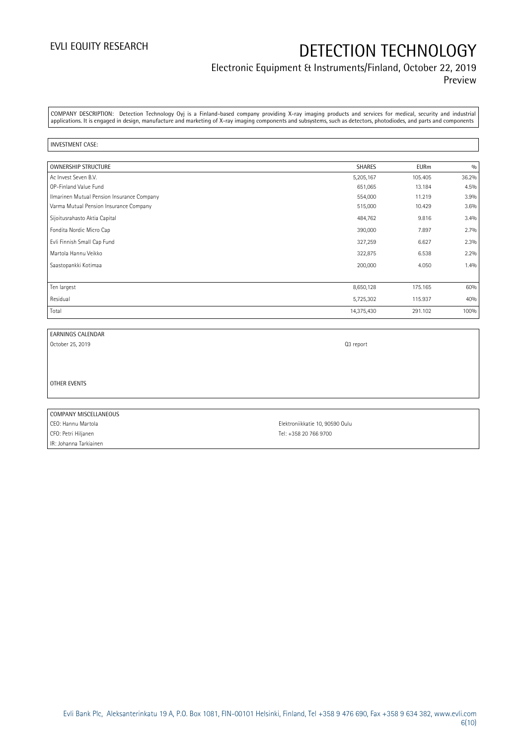COMPANY DESCRIPTION: Detection Technology Oyj is a Finland-based company providing X-ray imaging products and services for medical, security and industrial applications. It is engaged in design, manufacture and marketing of X-ray imaging components and subsystems, such as detectors, photodiodes, and parts and components

INVESTMENT CASE:

| OWNERSHIP STRUCTURE | SHARES | EURm | % |
|---|---|---|---|
| Ac Invest Seven B.V. | 5,205,167 | 105.405 | 36.2% |
| OP-Finland Value Fund | 651,065 | 13.184 | 4.5% |
| Ilmarinen Mutual Pension Insurance Company | 554,000 | 11.219 | 3.9% |
| Varma Mutual Pension Insurance Company | 515,000 | 10.429 | 3.6% |
| Sijoitusrahasto Aktia Capital | 484,762 | 9.816 | 3.4% |
| Fondita Nordic Micro Cap | 390,000 | 7.897 | 2.7% |
| Evli Finnish Small Cap Fund | 327,259 | 6.627 | 2.3% |
| Martola Hannu Veikko | 322,875 | 6.538 | 2.2% |
| Saastopankki Kotimaa | 200,000 | 4.050 | 1.4% |
| | | | |
| Ten largest | 8,650,128 | 175.165 | 60% |
| Residual | 5,725,302 | 115.937 | 40% |
| Total | 14,375,430 | 291.102 | 100% |

| EARNINGS CALENDAR | |
|---|---|
| October 25, 2019 | Q3 report |

OTHER EVENTS

| COMPANY MISCELLANEOUS | |
|---|---|
| CEO: Hannu Martola | Elektroniikkatie 10, 90590 Oulu |
| CFO: Petri Hiljanen | Tel: +358 20 766 9700 |
| IR: Johanna Tarkiainen | |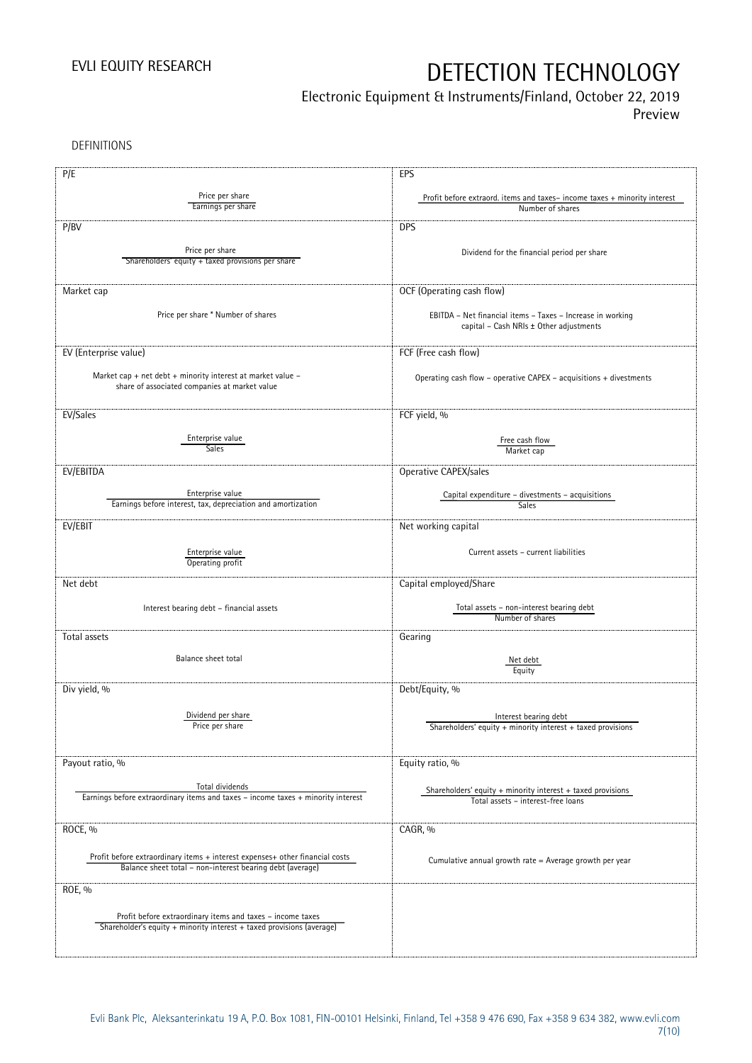DEFINITIONS

| P/E | EPS |
|---|---|
| Price per share / Earnings per share | Profit before extraord. items and taxes– income taxes + minority interest / Number of shares |
| **P/BV** | **DPS** |
| Price per share / Shareholders' equity + taxed provisions per share | Dividend for the financial period per share |
| **Market cap** | **OCF (Operating cash flow)** |
| Price per share * Number of shares | EBITDA – Net financial items – Taxes – Increase in working capital – Cash NRIs ± Other adjustments |
| **EV (Enterprise value)** | **FCF (Free cash flow)** |
| Market cap + net debt + minority interest at market value – share of associated companies at market value | Operating cash flow – operative CAPEX – acquisitions + divestments |
| **EV/Sales** | **FCF yield, %** |
| Enterprise value / Sales | Free cash flow / Market cap |
| **EV/EBITDA** | **Operative CAPEX/sales** |
| Enterprise value / Earnings before interest, tax, depreciation and amortization | Capital expenditure – divestments – acquisitions / Sales |
| **EV/EBIT** | **Net working capital** |
| Enterprise value / Operating profit | Current assets – current liabilities |
| **Net debt** | **Capital employed/Share** |
| Interest bearing debt – financial assets | Total assets – non-interest bearing debt / Number of shares |
| **Total assets** | **Gearing** |
| Balance sheet total | Net debt / Equity |
| **Div yield, %** | **Debt/Equity, %** |
| Dividend per share / Price per share | Interest bearing debt / Shareholders' equity + minority interest + taxed provisions |
| **Payout ratio, %** | **Equity ratio, %** |
| Total dividends / Earnings before extraordinary items and taxes – income taxes + minority interest | Shareholders' equity + minority interest + taxed provisions / Total assets – interest-free loans |
| **ROCE, %** | **CAGR, %** |
| Profit before extraordinary items + interest expenses+ other financial costs / Balance sheet total – non-interest bearing debt (average) | Cumulative annual growth rate = Average growth per year |
| **ROE, %** | |
| Profit before extraordinary items and taxes – income taxes / Shareholder's equity + minority interest + taxed provisions (average) | |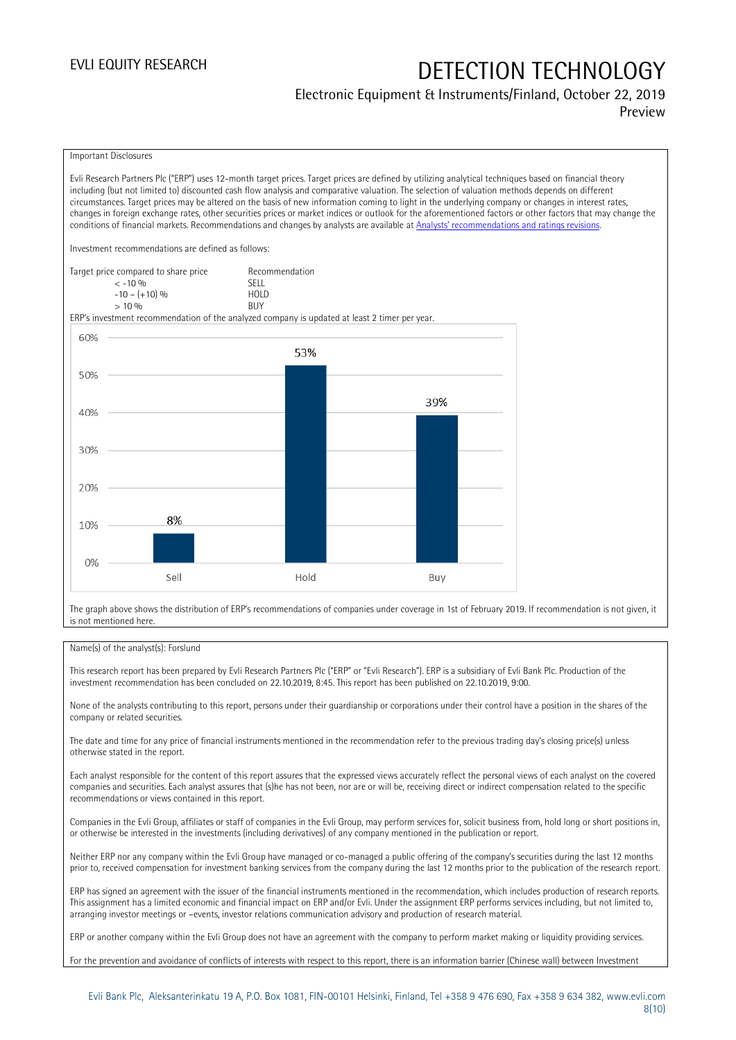Important Disclosures

Evli Research Partners Plc ("ERP") uses 12-month target prices. Target prices are defined by utilizing analytical techniques based on financial theory including (but not limited to) discounted cash flow analysis and comparative valuation. The selection of valuation methods depends on different circumstances. Target prices may be altered on the basis of new information coming to light in the underlying company or changes in interest rates, changes in foreign exchange rates, other securities prices or market indices or outlook for the aforementioned factors or other factors that may change the conditions of financial markets. Recommendations and changes by analysts are available at [Analysts' recommendations and ratings revisions](#).

Investment recommendations are defined as follows:

| Target price compared to share price | Recommendation |
|---|---|
| < -10 % | SELL |
| -10 – (+10) % | HOLD |
| > 10 % | BUY |

ERP's investment recommendation of the analyzed company is updated at least 2 timer per year.

| | Sell | Hold | Buy |
|---|---|---|---|
| Share | 8% | 53% | 39% |

The graph above shows the distribution of ERP's recommendations of companies under coverage in 1st of February 2019. If recommendation is not given, it is not mentioned here.

Name(s) of the analyst(s): Forslund

This research report has been prepared by Evli Research Partners Plc ("ERP" or "Evli Research"). ERP is a subsidiary of Evli Bank Plc. Production of the investment recommendation has been concluded on 22.10.2019, 8:45. This report has been published on 22.10.2019, 9:00.

None of the analysts contributing to this report, persons under their guardianship or corporations under their control have a position in the shares of the company or related securities.

The date and time for any price of financial instruments mentioned in the recommendation refer to the previous trading day's closing price(s) unless otherwise stated in the report.

Each analyst responsible for the content of this report assures that the expressed views accurately reflect the personal views of each analyst on the covered companies and securities. Each analyst assures that (s)he has not been, nor are or will be, receiving direct or indirect compensation related to the specific recommendations or views contained in this report.

Companies in the Evli Group, affiliates or staff of companies in the Evli Group, may perform services for, solicit business from, hold long or short positions in, or otherwise be interested in the investments (including derivatives) of any company mentioned in the publication or report.

Neither ERP nor any company within the Evli Group have managed or co-managed a public offering of the company's securities during the last 12 months prior to, received compensation for investment banking services from the company during the last 12 months prior to the publication of the research report.

ERP has signed an agreement with the issuer of the financial instruments mentioned in the recommendation, which includes production of research reports. This assignment has a limited economic and financial impact on ERP and/or Evli. Under the assignment ERP performs services including, but not limited to, arranging investor meetings or –events, investor relations communication advisory and production of research material.

ERP or another company within the Evli Group does not have an agreement with the company to perform market making or liquidity providing services.

For the prevention and avoidance of conflicts of interests with respect to this report, there is an information barrier (Chinese wall) between Investment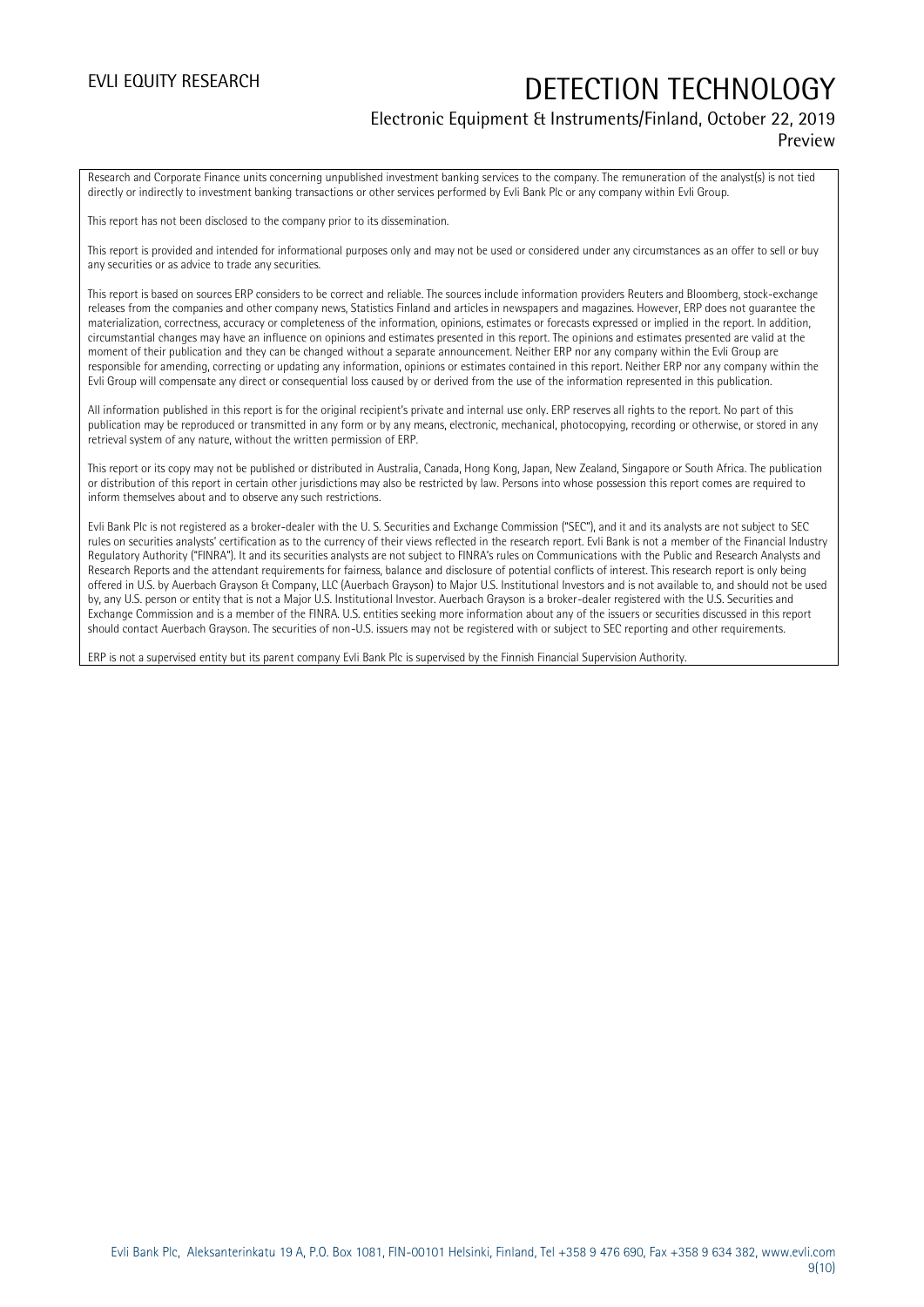Research and Corporate Finance units concerning unpublished investment banking services to the company. The remuneration of the analyst(s) is not tied directly or indirectly to investment banking transactions or other services performed by Evli Bank Plc or any company within Evli Group.

This report has not been disclosed to the company prior to its dissemination.

This report is provided and intended for informational purposes only and may not be used or considered under any circumstances as an offer to sell or buy any securities or as advice to trade any securities.

This report is based on sources ERP considers to be correct and reliable. The sources include information providers Reuters and Bloomberg, stock-exchange releases from the companies and other company news, Statistics Finland and articles in newspapers and magazines. However, ERP does not guarantee the materialization, correctness, accuracy or completeness of the information, opinions, estimates or forecasts expressed or implied in the report. In addition, circumstantial changes may have an influence on opinions and estimates presented in this report. The opinions and estimates presented are valid at the moment of their publication and they can be changed without a separate announcement. Neither ERP nor any company within the Evli Group are responsible for amending, correcting or updating any information, opinions or estimates contained in this report. Neither ERP nor any company within the Evli Group will compensate any direct or consequential loss caused by or derived from the use of the information represented in this publication.

All information published in this report is for the original recipient's private and internal use only. ERP reserves all rights to the report. No part of this publication may be reproduced or transmitted in any form or by any means, electronic, mechanical, photocopying, recording or otherwise, or stored in any retrieval system of any nature, without the written permission of ERP.

This report or its copy may not be published or distributed in Australia, Canada, Hong Kong, Japan, New Zealand, Singapore or South Africa. The publication or distribution of this report in certain other jurisdictions may also be restricted by law. Persons into whose possession this report comes are required to inform themselves about and to observe any such restrictions.

Evli Bank Plc is not registered as a broker-dealer with the U. S. Securities and Exchange Commission ("SEC"), and it and its analysts are not subject to SEC rules on securities analysts' certification as to the currency of their views reflected in the research report. Evli Bank is not a member of the Financial Industry Regulatory Authority ("FINRA"). It and its securities analysts are not subject to FINRA's rules on Communications with the Public and Research Analysts and Research Reports and the attendant requirements for fairness, balance and disclosure of potential conflicts of interest. This research report is only being offered in U.S. by Auerbach Grayson & Company, LLC (Auerbach Grayson) to Major U.S. Institutional Investors and is not available to, and should not be used by, any U.S. person or entity that is not a Major U.S. Institutional Investor. Auerbach Grayson is a broker-dealer registered with the U.S. Securities and Exchange Commission and is a member of the FINRA. U.S. entities seeking more information about any of the issuers or securities discussed in this report should contact Auerbach Grayson. The securities of non-U.S. issuers may not be registered with or subject to SEC reporting and other requirements.

ERP is not a supervised entity but its parent company Evli Bank Plc is supervised by the Finnish Financial Supervision Authority.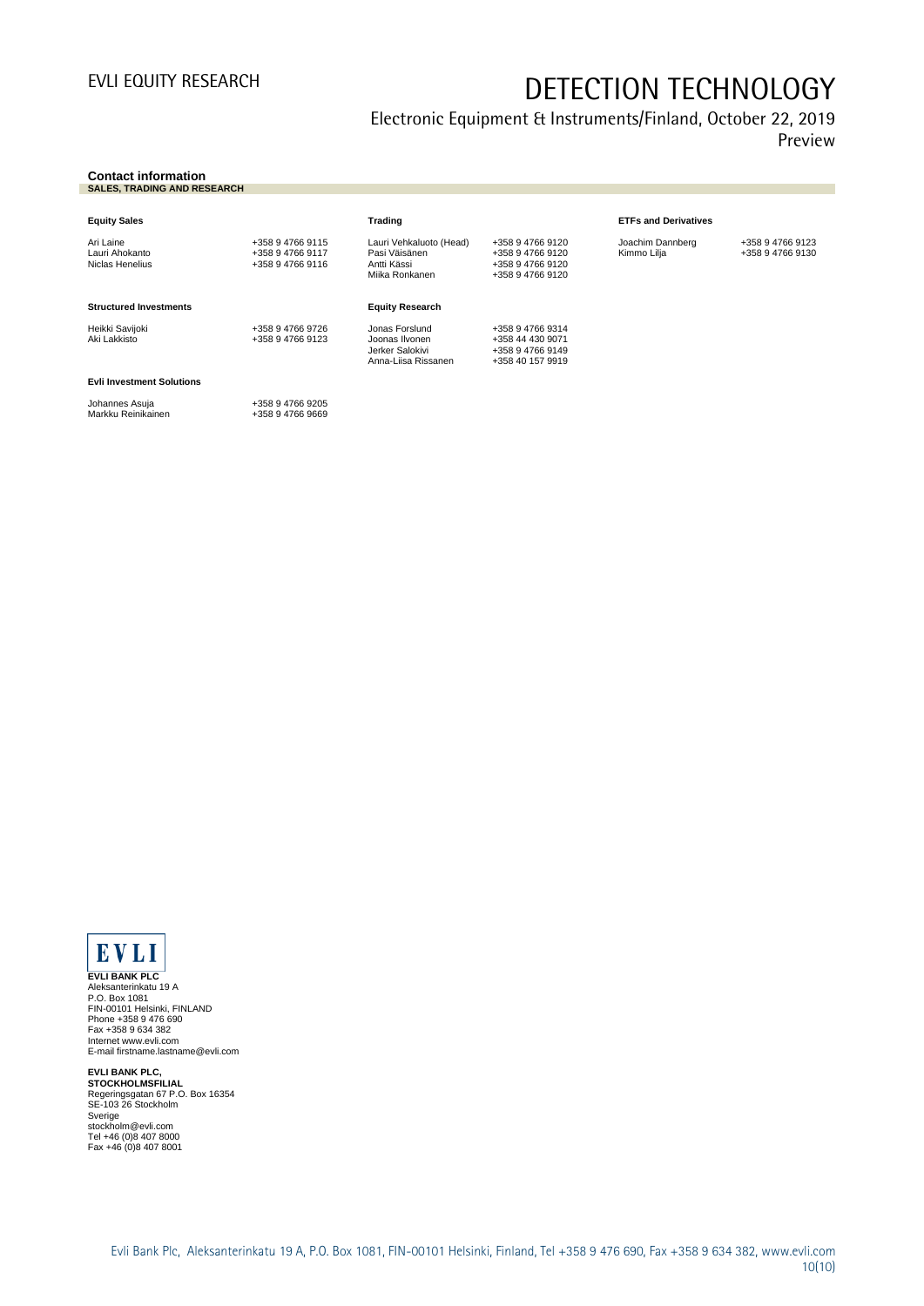**Contact information**

**SALES, TRADING AND RESEARCH**

**Equity Sales**

| | |
|---|---|
| Ari Laine | +358 9 4766 9115 |
| Lauri Ahokanto | +358 9 4766 9117 |
| Niclas Henelius | +358 9 4766 9116 |

**Trading**

| | |
|---|---|
| Lauri Vehkaluoto (Head) | +358 9 4766 9120 |
| Pasi Väisänen | +358 9 4766 9120 |
| Antti Kässi | +358 9 4766 9120 |
| Miika Ronkanen | +358 9 4766 9120 |

**ETFs and Derivatives**

| | |
|---|---|
| Joachim Dannberg | +358 9 4766 9123 |
| Kimmo Lilja | +358 9 4766 9130 |

**Structured Investments**

| | |
|---|---|
| Heikki Savijoki | +358 9 4766 9726 |
| Aki Lakkisto | +358 9 4766 9123 |

**Equity Research**

| | |
|---|---|
| Jonas Forslund | +358 9 4766 9314 |
| Joonas Ilvonen | +358 44 430 9071 |
| Jerker Salokivi | +358 9 4766 9149 |
| Anna-Liisa Rissanen | +358 40 157 9919 |

**Evli Investment Solutions**

| | |
|---|---|
| Johannes Asuja | +358 9 4766 9205 |
| Markku Reinikainen | +358 9 4766 9669 |

EVLI

**EVLI BANK PLC**
Aleksanterinkatu 19 A
P.O. Box 1081
FIN-00101 Helsinki, FINLAND
Phone +358 9 476 690
Fax +358 9 634 382
Internet www.evli.com
E-mail firstname.lastname@evli.com

**EVLI BANK PLC,**
**STOCKHOLMSFILIAL**
Regeringsgatan 67 P.O. Box 16354
SE-103 26 Stockholm
Sverige
stockholm@evli.com
Tel +46 (0)8 407 8000
Fax +46 (0)8 407 8001